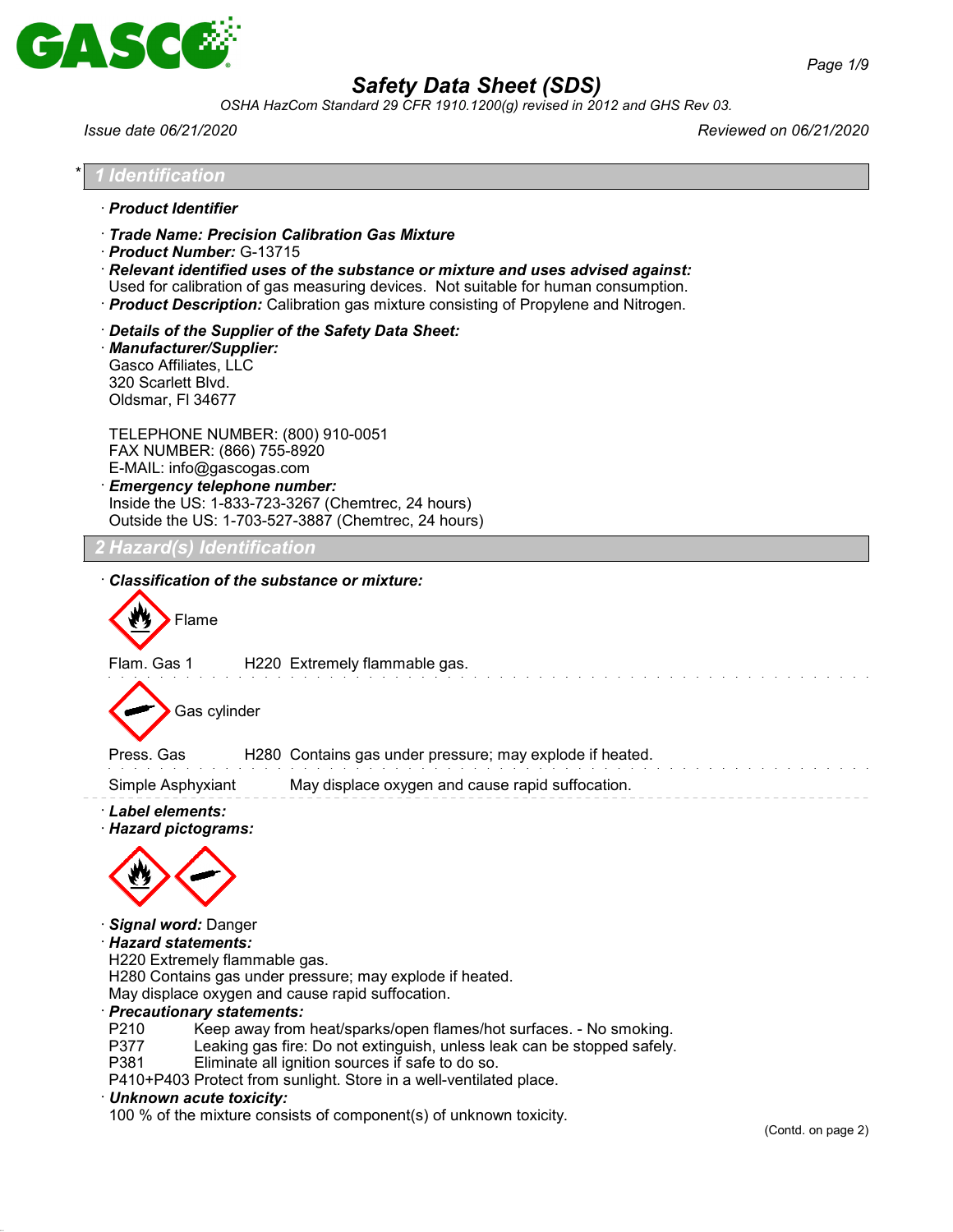# Safety Data Sheet (SDS)

*OSHA HazCom Standard 29 CFR 1910.1200(g) revised in 2012 and GHS Rev 03.*

*Issue date 06/21/2020* | *Reviewed on 06/21/2020*

## * 1 Identification

· **Product Identifier**

· **Trade Name: Precision Calibration Gas Mixture**
· **Product Number:** G-13715
· **Relevant identified uses of the substance or mixture and uses advised against:**
Used for calibration of gas measuring devices. Not suitable for human consumption.
· **Product Description:** Calibration gas mixture consisting of Propylene and Nitrogen.

· **Details of the Supplier of the Safety Data Sheet:**
· **Manufacturer/Supplier:**
Gasco Affiliates, LLC
320 Scarlett Blvd.
Oldsmar, Fl 34677

TELEPHONE NUMBER: (800) 910-0051
FAX NUMBER: (866) 755-8920
E-MAIL: info@gascogas.com
· **Emergency telephone number:**
Inside the US: 1-833-723-3267 (Chemtrec, 24 hours)
Outside the US: 1-703-527-3887 (Chemtrec, 24 hours)

## 2 Hazard(s) Identification

· **Classification of the substance or mixture:**

Flame

Flam. Gas 1 H220 Extremely flammable gas.

Gas cylinder

Press. Gas H280 Contains gas under pressure; may explode if heated.

Simple Asphyxiant May displace oxygen and cause rapid suffocation.

· **Label elements:**
· **Hazard pictograms:**

· **Signal word:** Danger
· **Hazard statements:**
H220 Extremely flammable gas.
H280 Contains gas under pressure; may explode if heated.
May displace oxygen and cause rapid suffocation.
· **Precautionary statements:**
P210 Keep away from heat/sparks/open flames/hot surfaces. - No smoking.
P377 Leaking gas fire: Do not extinguish, unless leak can be stopped safely.
P381 Eliminate all ignition sources if safe to do so.
P410+P403 Protect from sunlight. Store in a well-ventilated place.
· **Unknown acute toxicity:**
100 % of the mixture consists of component(s) of unknown toxicity.

(Contd. on page 2)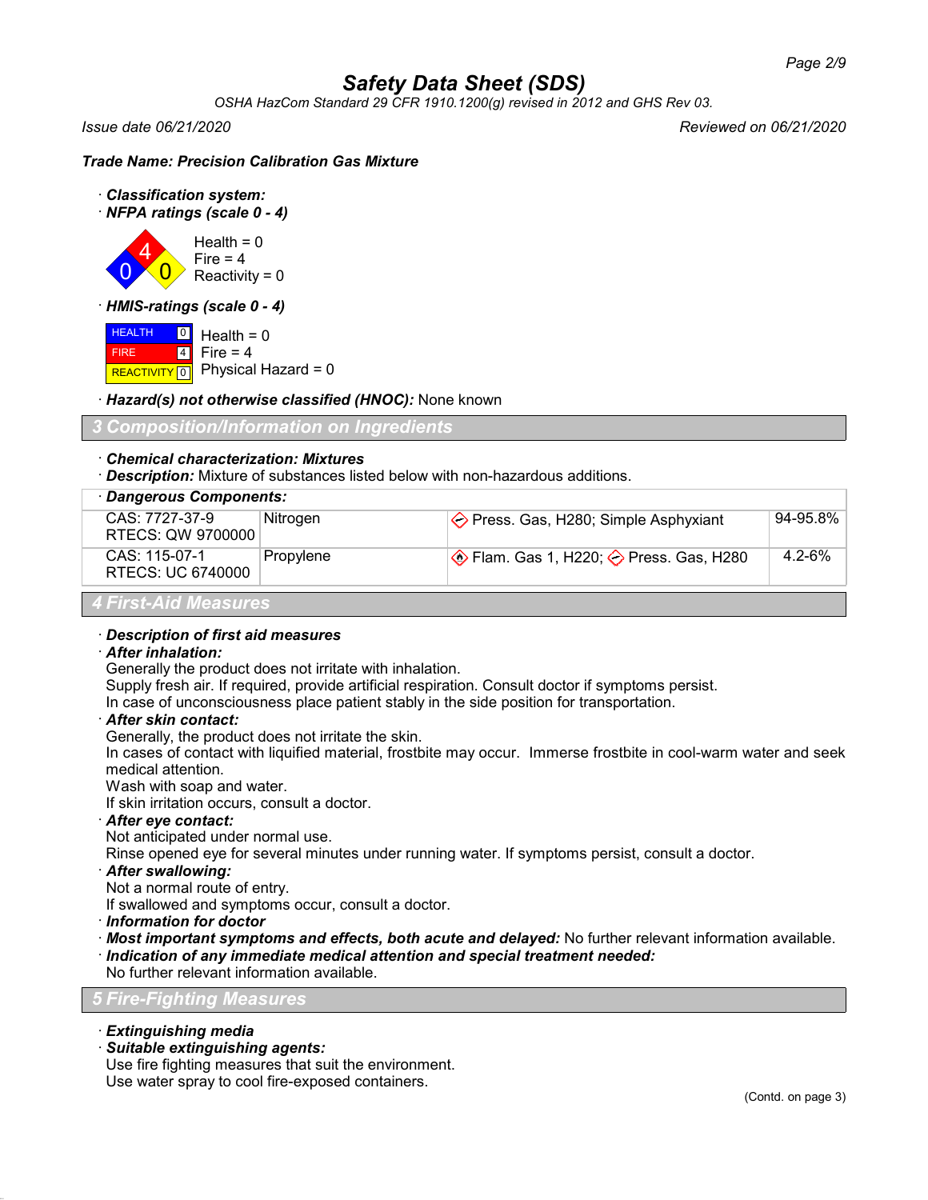**Trade Name: Precision Calibration Gas Mixture**

· ***Classification system:***
· ***NFPA ratings (scale 0 - 4)***

Health = 0
Fire = 4
Reactivity = 0

· ***HMIS-ratings (scale 0 - 4)***

| | | |
|---|---|---|
| HEALTH | 0 | Health = 0 |
| FIRE | 4 | Fire = 4 |
| REACTIVITY | 0 | Physical Hazard = 0 |

· ***Hazard(s) not otherwise classified (HNOC):*** None known

## 3 Composition/Information on Ingredients

· ***Chemical characterization: Mixtures***
· ***Description:*** Mixture of substances listed below with non-hazardous additions.

| · **Dangerous Components:** | | | |
|---|---|---|---|
| CAS: 7727-37-9<br>RTECS: QW 9700000 | Nitrogen | Press. Gas, H280; Simple Asphyxiant | 94-95.8% |
| CAS: 115-07-1<br>RTECS: UC 6740000 | Propylene | Flam. Gas 1, H220; Press. Gas, H280 | 4.2-6% |

## 4 First-Aid Measures

· ***Description of first aid measures***
· ***After inhalation:***
Generally the product does not irritate with inhalation.
Supply fresh air. If required, provide artificial respiration. Consult doctor if symptoms persist.
In case of unconsciousness place patient stably in the side position for transportation.
· ***After skin contact:***
Generally, the product does not irritate the skin.
In cases of contact with liquified material, frostbite may occur. Immerse frostbite in cool-warm water and seek medical attention.
Wash with soap and water.
If skin irritation occurs, consult a doctor.
· ***After eye contact:***
Not anticipated under normal use.
Rinse opened eye for several minutes under running water. If symptoms persist, consult a doctor.
· ***After swallowing:***
Not a normal route of entry.
If swallowed and symptoms occur, consult a doctor.
· ***Information for doctor***
· ***Most important symptoms and effects, both acute and delayed:*** No further relevant information available.
· ***Indication of any immediate medical attention and special treatment needed:***
No further relevant information available.

## 5 Fire-Fighting Measures

· ***Extinguishing media***
· ***Suitable extinguishing agents:***
Use fire fighting measures that suit the environment.
Use water spray to cool fire-exposed containers.

(Contd. on page 3)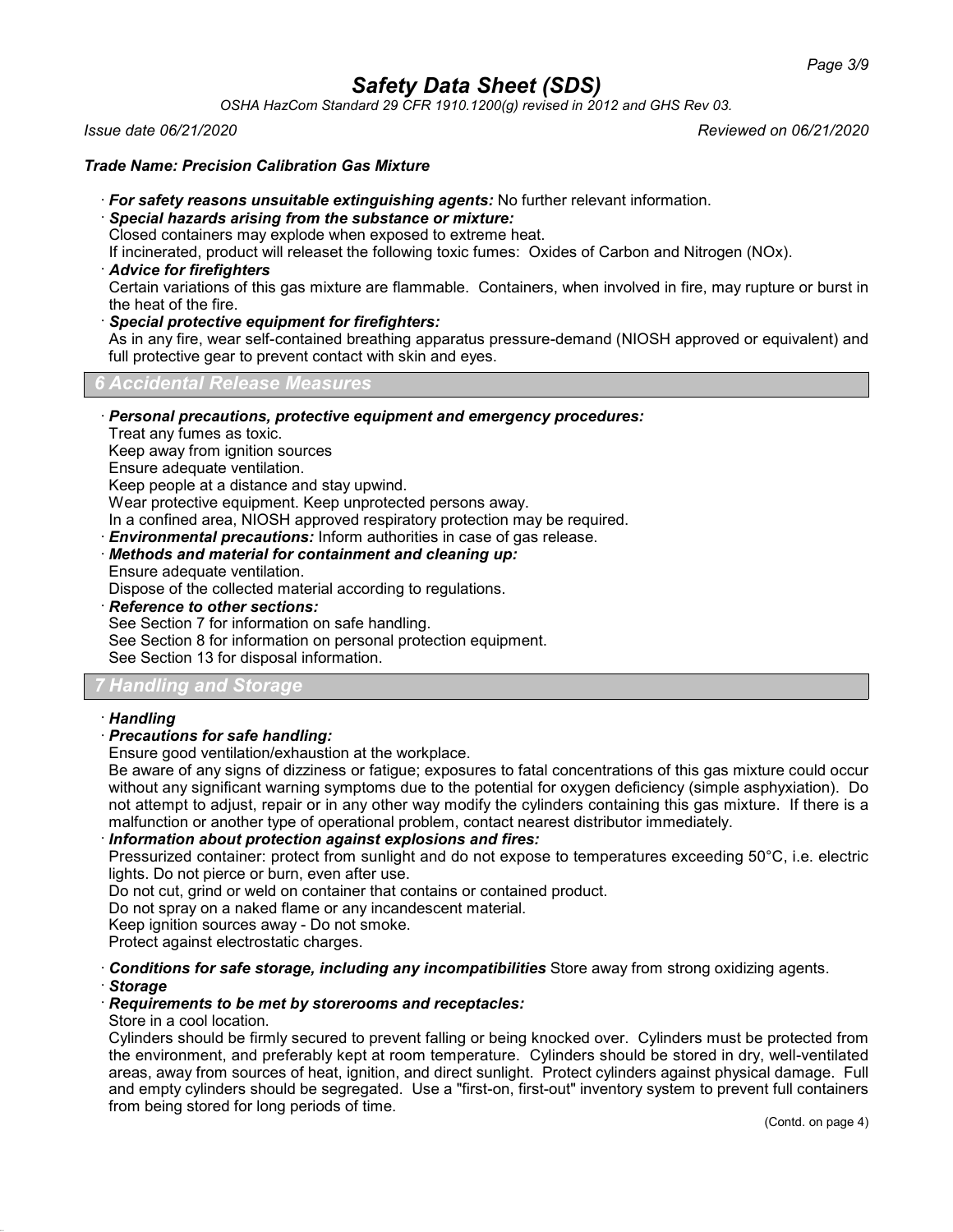## Trade Name: Precision Calibration Gas Mixture

· ***For safety reasons unsuitable extinguishing agents:*** No further relevant information.

· ***Special hazards arising from the substance or mixture:***
Closed containers may explode when exposed to extreme heat.
If incinerated, product will releaset the following toxic fumes: Oxides of Carbon and Nitrogen (NOx).

· ***Advice for firefighters***
Certain variations of this gas mixture are flammable. Containers, when involved in fire, may rupture or burst in the heat of the fire.

· ***Special protective equipment for firefighters:***
As in any fire, wear self-contained breathing apparatus pressure-demand (NIOSH approved or equivalent) and full protective gear to prevent contact with skin and eyes.

## 6 Accidental Release Measures

· ***Personal precautions, protective equipment and emergency procedures:***
Treat any fumes as toxic.
Keep away from ignition sources
Ensure adequate ventilation.
Keep people at a distance and stay upwind.
Wear protective equipment. Keep unprotected persons away.
In a confined area, NIOSH approved respiratory protection may be required.

· ***Environmental precautions:*** Inform authorities in case of gas release.

· ***Methods and material for containment and cleaning up:***
Ensure adequate ventilation.
Dispose of the collected material according to regulations.

· ***Reference to other sections:***
See Section 7 for information on safe handling.
See Section 8 for information on personal protection equipment.
See Section 13 for disposal information.

## 7 Handling and Storage

· ***Handling***

· ***Precautions for safe handling:***
Ensure good ventilation/exhaustion at the workplace.
Be aware of any signs of dizziness or fatigue; exposures to fatal concentrations of this gas mixture could occur without any significant warning symptoms due to the potential for oxygen deficiency (simple asphyxiation). Do not attempt to adjust, repair or in any other way modify the cylinders containing this gas mixture. If there is a malfunction or another type of operational problem, contact nearest distributor immediately.

· ***Information about protection against explosions and fires:***
Pressurized container: protect from sunlight and do not expose to temperatures exceeding 50°C, i.e. electric lights. Do not pierce or burn, even after use.
Do not cut, grind or weld on container that contains or contained product.
Do not spray on a naked flame or any incandescent material.
Keep ignition sources away - Do not smoke.
Protect against electrostatic charges.

· ***Conditions for safe storage, including any incompatibilities*** Store away from strong oxidizing agents.

· ***Storage***

· ***Requirements to be met by storerooms and receptacles:***
Store in a cool location.
Cylinders should be firmly secured to prevent falling or being knocked over. Cylinders must be protected from the environment, and preferably kept at room temperature. Cylinders should be stored in dry, well-ventilated areas, away from sources of heat, ignition, and direct sunlight. Protect cylinders against physical damage. Full and empty cylinders should be segregated. Use a "first-on, first-out" inventory system to prevent full containers from being stored for long periods of time.

(Contd. on page 4)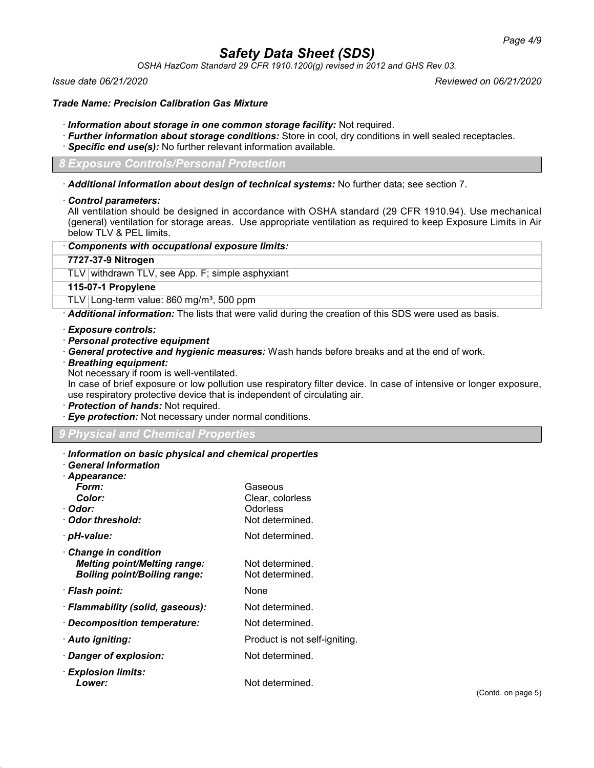# Safety Data Sheet (SDS)

*OSHA HazCom Standard 29 CFR 1910.1200(g) revised in 2012 and GHS Rev 03.*

*Issue date 06/21/2020* *Reviewed on 06/21/2020*

***Trade Name: Precision Calibration Gas Mixture***

- ***Information about storage in one common storage facility:*** Not required.
- ***Further information about storage conditions:*** Store in cool, dry conditions in well sealed receptacles.
- ***Specific end use(s):*** No further relevant information available.

## 8 Exposure Controls/Personal Protection

- ***Additional information about design of technical systems:*** No further data; see section 7.
- ***Control parameters:***
  All ventilation should be designed in accordance with OSHA standard (29 CFR 1910.94). Use mechanical (general) ventilation for storage areas. Use appropriate ventilation as required to keep Exposure Limits in Air below TLV & PEL limits.

| · ***Components with occupational exposure limits:*** | |
|---|---|
| **7727-37-9 Nitrogen** | |
| TLV | withdrawn TLV, see App. F; simple asphyxiant |
| **115-07-1 Propylene** | |
| TLV | Long-term value: 860 mg/m³, 500 ppm |

- ***Additional information:*** The lists that were valid during the creation of this SDS were used as basis.
- ***Exposure controls:***
- ***Personal protective equipment***
- ***General protective and hygienic measures:*** Wash hands before breaks and at the end of work.
- ***Breathing equipment:***
  Not necessary if room is well-ventilated.
  In case of brief exposure or low pollution use respiratory filter device. In case of intensive or longer exposure, use respiratory protective device that is independent of circulating air.
- ***Protection of hands:*** Not required.
- ***Eye protection:*** Not necessary under normal conditions.

## 9 Physical and Chemical Properties

- ***Information on basic physical and chemical properties***
- ***General Information***
- ***Appearance:***

| | |
|---|---|
| ***Form:*** | Gaseous |
| ***Color:*** | Clear, colorless |
| · ***Odor:*** | Odorless |
| · ***Odor threshold:*** | Not determined. |
| · ***pH-value:*** | Not determined. |
| · ***Change in condition*** | |
| ***Melting point/Melting range:*** | Not determined. |
| ***Boiling point/Boiling range:*** | Not determined. |
| · ***Flash point:*** | None |
| · ***Flammability (solid, gaseous):*** | Not determined. |
| · ***Decomposition temperature:*** | Not determined. |
| · ***Auto igniting:*** | Product is not self-igniting. |
| · ***Danger of explosion:*** | Not determined. |
| · ***Explosion limits:*** | |
| ***Lower:*** | Not determined. |

(Contd. on page 5)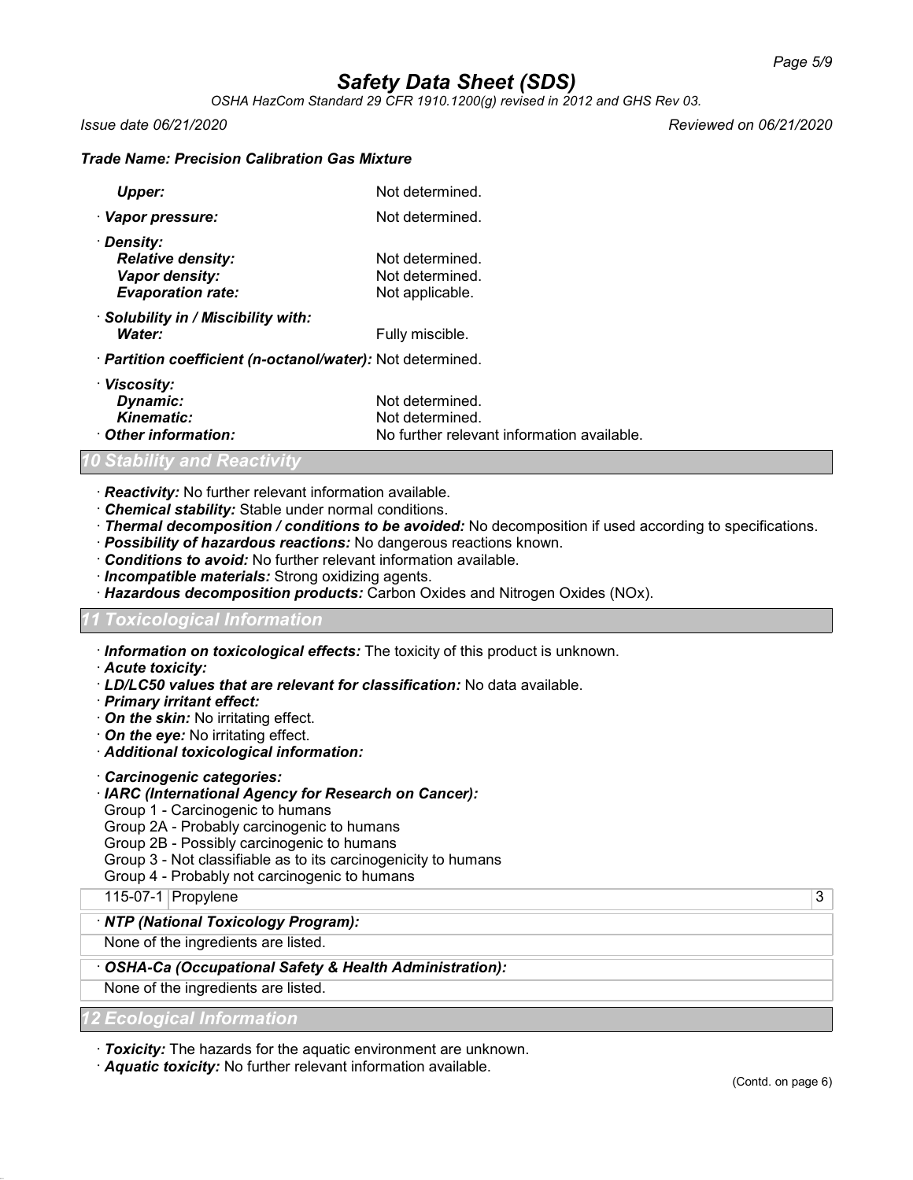**Trade Name: Precision Calibration Gas Mixture**

| | |
|---|---|
| ***Upper:*** | Not determined. |
| · ***Vapor pressure:*** | Not determined. |
| · ***Density:*** | |
| ***Relative density:*** | Not determined. |
| ***Vapor density:*** | Not determined. |
| ***Evaporation rate:*** | Not applicable. |
| · ***Solubility in / Miscibility with:*** | |
| ***Water:*** | Fully miscible. |
| · ***Partition coefficient (n-octanol/water):*** | Not determined. |
| · ***Viscosity:*** | |
| ***Dynamic:*** | Not determined. |
| ***Kinematic:*** | Not determined. |
| · ***Other information:*** | No further relevant information available. |

## 10 Stability and Reactivity

· ***Reactivity:*** No further relevant information available.
· ***Chemical stability:*** Stable under normal conditions.
· ***Thermal decomposition / conditions to be avoided:*** No decomposition if used according to specifications.
· ***Possibility of hazardous reactions:*** No dangerous reactions known.
· ***Conditions to avoid:*** No further relevant information available.
· ***Incompatible materials:*** Strong oxidizing agents.
· ***Hazardous decomposition products:*** Carbon Oxides and Nitrogen Oxides (NOx).

## 11 Toxicological Information

· ***Information on toxicological effects:*** The toxicity of this product is unknown.
· ***Acute toxicity:***
· ***LD/LC50 values that are relevant for classification:*** No data available.
· ***Primary irritant effect:***
· ***On the skin:*** No irritating effect.
· ***On the eye:*** No irritating effect.
· ***Additional toxicological information:***

· ***Carcinogenic categories:***
· ***IARC (International Agency for Research on Cancer):***
Group 1 - Carcinogenic to humans
Group 2A - Probably carcinogenic to humans
Group 2B - Possibly carcinogenic to humans
Group 3 - Not classifiable as to its carcinogenicity to humans
Group 4 - Probably not carcinogenic to humans

| | | |
|---|---|---|
| 115-07-1 | Propylene | 3 |

· ***NTP (National Toxicology Program):***

None of the ingredients are listed.

· ***OSHA-Ca (Occupational Safety & Health Administration):***

None of the ingredients are listed.

## 12 Ecological Information

· ***Toxicity:*** The hazards for the aquatic environment are unknown.
· ***Aquatic toxicity:*** No further relevant information available.

(Contd. on page 6)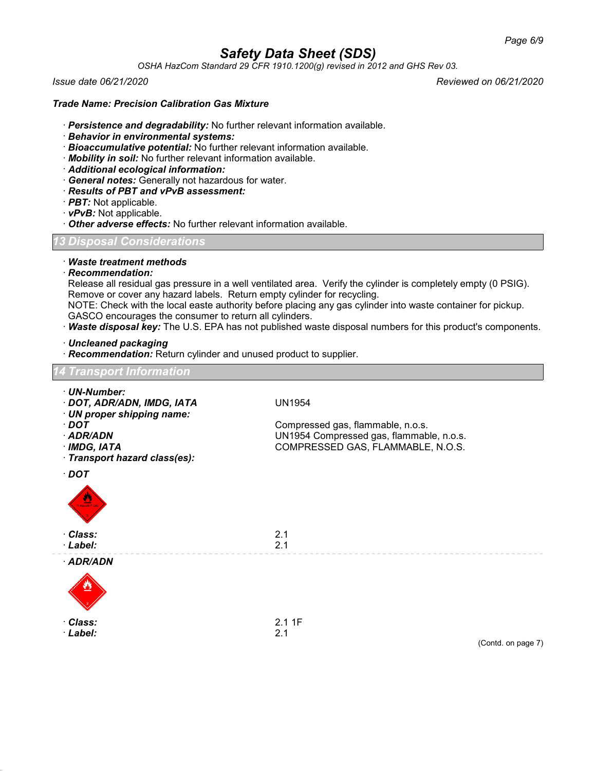**Trade Name: Precision Calibration Gas Mixture**

· ***Persistence and degradability:*** No further relevant information available.
· ***Behavior in environmental systems:***
· ***Bioaccumulative potential:*** No further relevant information available.
· ***Mobility in soil:*** No further relevant information available.
· ***Additional ecological information:***
· ***General notes:*** Generally not hazardous for water.
· ***Results of PBT and vPvB assessment:***
· ***PBT:*** Not applicable.
· ***vPvB:*** Not applicable.
· ***Other adverse effects:*** No further relevant information available.

## 13 Disposal Considerations

· ***Waste treatment methods***
· ***Recommendation:***
Release all residual gas pressure in a well ventilated area. Verify the cylinder is completely empty (0 PSIG). Remove or cover any hazard labels. Return empty cylinder for recycling.
NOTE: Check with the local easte authority before placing any gas cylinder into waste container for pickup. GASCO encourages the consumer to return all cylinders.
· ***Waste disposal key:*** The U.S. EPA has not published waste disposal numbers for this product's components.

· ***Uncleaned packaging***
· ***Recommendation:*** Return cylinder and unused product to supplier.

## 14 Transport Information

· ***UN-Number:***
· ***DOT, ADR/ADN, IMDG, IATA*** UN1954
· ***UN proper shipping name:***
· ***DOT*** Compressed gas, flammable, n.o.s.
· ***ADR/ADN*** UN1954 Compressed gas, flammable, n.o.s.
· ***IMDG, IATA*** COMPRESSED GAS, FLAMMABLE, N.O.S.
· ***Transport hazard class(es):***

· ***DOT***

· ***Class:*** 2.1
· ***Label:*** 2.1

---

· ***ADR/ADN***

· ***Class:*** 2.1 1F
· ***Label:*** 2.1

(Contd. on page 7)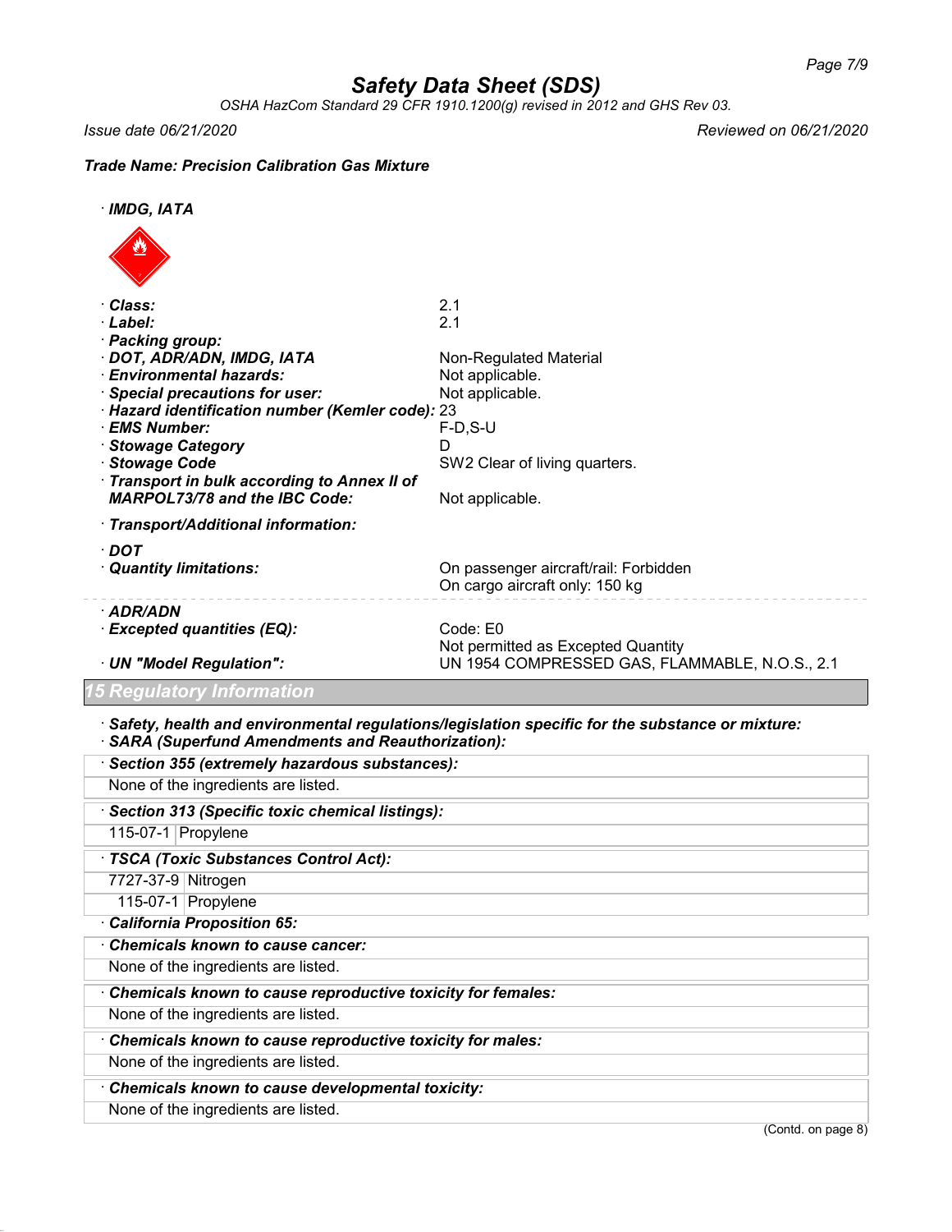# Safety Data Sheet (SDS)

*OSHA HazCom Standard 29 CFR 1910.1200(g) revised in 2012 and GHS Rev 03.*

*Issue date 06/21/2020* *Reviewed on 06/21/2020*

***Trade Name: Precision Calibration Gas Mixture***

· ***IMDG, IATA***

| | |
|---|---|
| · **Class:** | 2.1 |
| · **Label:** | 2.1 |
| · **Packing group:** | |
| · **DOT, ADR/ADN, IMDG, IATA** | Non-Regulated Material |
| · **Environmental hazards:** | Not applicable. |
| · **Special precautions for user:** | Not applicable. |
| · **Hazard identification number (Kemler code):** | 23 |
| · **EMS Number:** | F-D,S-U |
| · **Stowage Category** | D |
| · **Stowage Code** | SW2 Clear of living quarters. |
| · **Transport in bulk according to Annex II of MARPOL73/78 and the IBC Code:** | Not applicable. |

· ***Transport/Additional information:***

| | |
|---|---|
| · **DOT** | |
| · **Quantity limitations:** | On passenger aircraft/rail: Forbidden<br>On cargo aircraft only: 150 kg |
| · **ADR/ADN** | |
| · **Excepted quantities (EQ):** | Code: E0<br>Not permitted as Excepted Quantity |
| · **UN "Model Regulation":** | UN 1954 COMPRESSED GAS, FLAMMABLE, N.O.S., 2.1 |

## 15 Regulatory Information

· ***Safety, health and environmental regulations/legislation specific for the substance or mixture:***

· ***SARA (Superfund Amendments and Reauthorization):***

· ***Section 355 (extremely hazardous substances):***

None of the ingredients are listed.

· ***Section 313 (Specific toxic chemical listings):***

| | |
|---|---|
| 115-07-1 | Propylene |

· ***TSCA (Toxic Substances Control Act):***

| | |
|---|---|
| 7727-37-9 | Nitrogen |
| 115-07-1 | Propylene |

· ***California Proposition 65:***

· ***Chemicals known to cause cancer:***

None of the ingredients are listed.

· ***Chemicals known to cause reproductive toxicity for females:***

None of the ingredients are listed.

· ***Chemicals known to cause reproductive toxicity for males:***

None of the ingredients are listed.

· ***Chemicals known to cause developmental toxicity:***

None of the ingredients are listed.

(Contd. on page 8)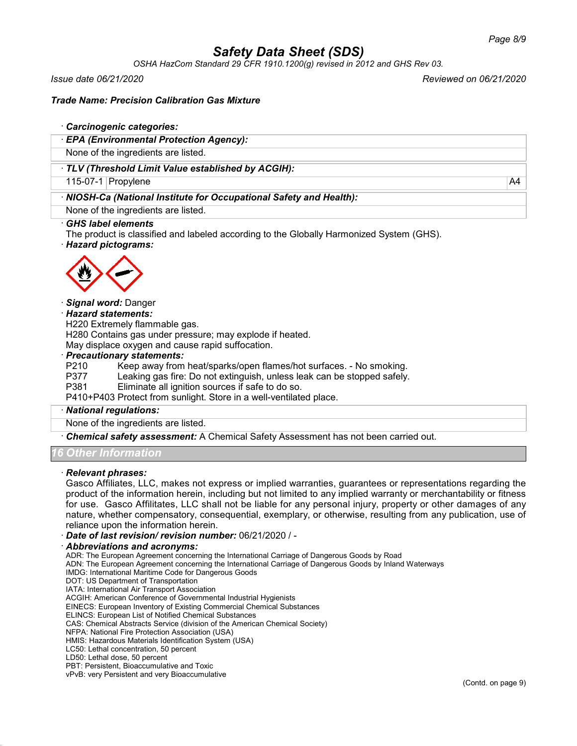# Safety Data Sheet (SDS)

*OSHA HazCom Standard 29 CFR 1910.1200(g) revised in 2012 and GHS Rev 03.*

*Issue date 06/21/2020* *Reviewed on 06/21/2020*

***Trade Name: Precision Calibration Gas Mixture***

· ***Carcinogenic categories:***

· ***EPA (Environmental Protection Agency):***

None of the ingredients are listed.

· ***TLV (Threshold Limit Value established by ACGIH):***

| | | |
|---|---|---|
| 115-07-1 | Propylene | A4 |

· ***NIOSH-Ca (National Institute for Occupational Safety and Health):***

None of the ingredients are listed.

· ***GHS label elements***

The product is classified and labeled according to the Globally Harmonized System (GHS).

· ***Hazard pictograms:***

· ***Signal word:*** Danger

· ***Hazard statements:***

H220 Extremely flammable gas.
H280 Contains gas under pressure; may explode if heated.
May displace oxygen and cause rapid suffocation.

· ***Precautionary statements:***

P210 Keep away from heat/sparks/open flames/hot surfaces. - No smoking.
P377 Leaking gas fire: Do not extinguish, unless leak can be stopped safely.
P381 Eliminate all ignition sources if safe to do so.
P410+P403 Protect from sunlight. Store in a well-ventilated place.

· ***National regulations:***

None of the ingredients are listed.

· ***Chemical safety assessment:*** A Chemical Safety Assessment has not been carried out.

## 16 Other Information

· ***Relevant phrases:***

Gasco Affiliates, LLC, makes not express or implied warranties, guarantees or representations regarding the product of the information herein, including but not limited to any implied warranty or merchantability or fitness for use. Gasco Affilitates, LLC shall not be liable for any personal injury, property or other damages of any nature, whether compensatory, consequential, exemplary, or otherwise, resulting from any publication, use of reliance upon the information herein.

· ***Date of last revision/ revision number:*** 06/21/2020 / -

· ***Abbreviations and acronyms:***

ADR: The European Agreement concerning the International Carriage of Dangerous Goods by Road
ADN: The European Agreement concerning the International Carriage of Dangerous Goods by Inland Waterways
IMDG: International Maritime Code for Dangerous Goods
DOT: US Department of Transportation
IATA: International Air Transport Association
ACGIH: American Conference of Governmental Industrial Hygienists
EINECS: European Inventory of Existing Commercial Chemical Substances
ELINCS: European List of Notified Chemical Substances
CAS: Chemical Abstracts Service (division of the American Chemical Society)
NFPA: National Fire Protection Association (USA)
HMIS: Hazardous Materials Identification System (USA)
LC50: Lethal concentration, 50 percent
LD50: Lethal dose, 50 percent
PBT: Persistent, Bioaccumulative and Toxic
vPvB: very Persistent and very Bioaccumulative

(Contd. on page 9)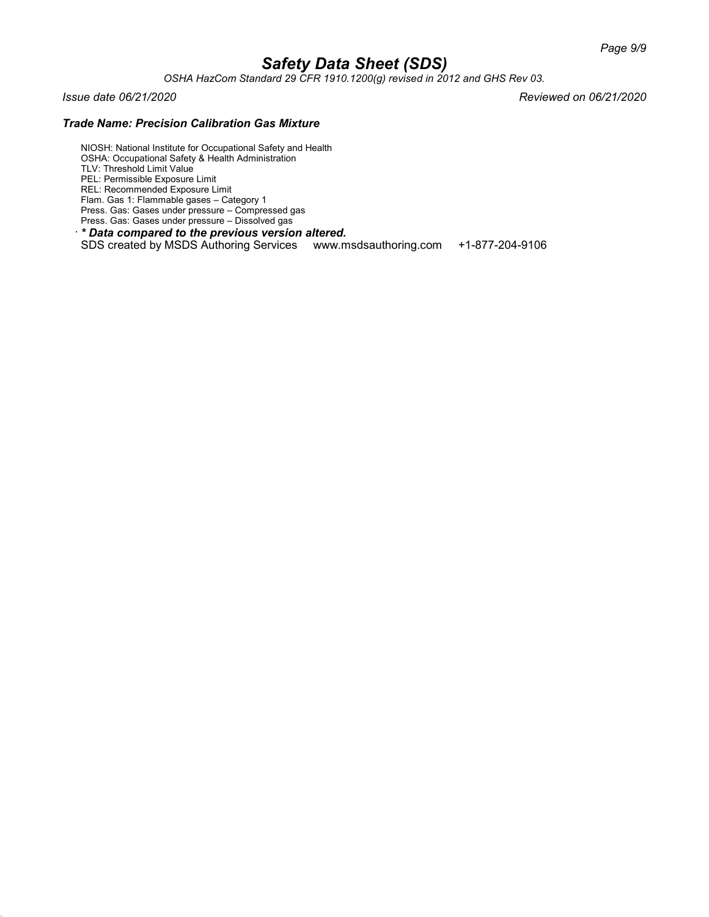NIOSH: National Institute for Occupational Safety and Health
OSHA: Occupational Safety & Health Administration
TLV: Threshold Limit Value
PEL: Permissible Exposure Limit
REL: Recommended Exposure Limit
Flam. Gas 1: Flammable gases – Category 1
Press. Gas: Gases under pressure – Compressed gas
Press. Gas: Gases under pressure – Dissolved gas

· ***\* Data compared to the previous version altered.***

SDS created by MSDS Authoring Services www.msdsauthoring.com +1-877-204-9106